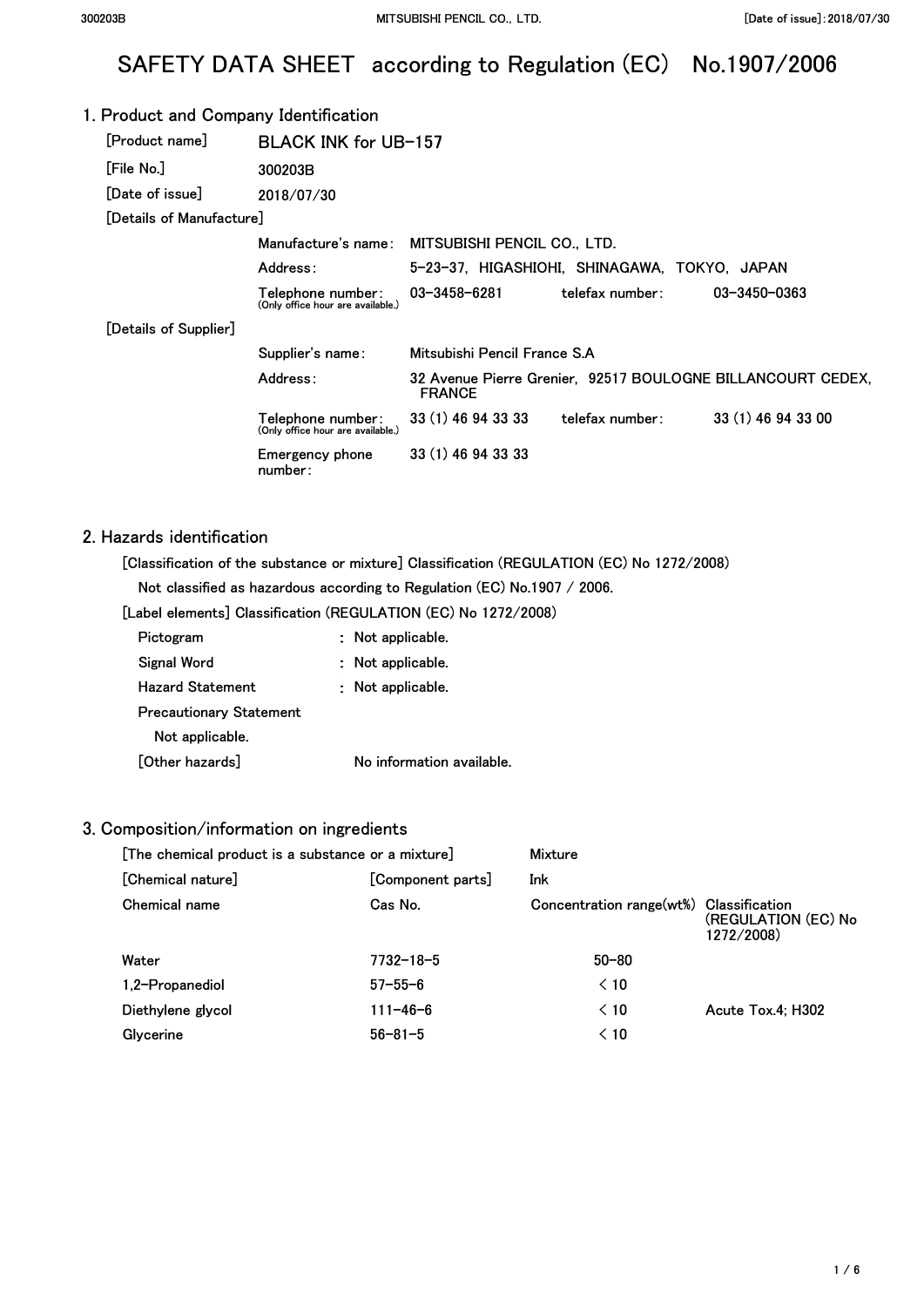# SAFETY DATA SHEET according to Regulation (EC) No.1907/2006

## 1. Product and Company Identification

| | | | | |
|---|---|---|---|---|
| [Product name] | BLACK INK for UB-157 | | | |
| [File No.] | 300203B | | | |
| [Date of issue] | 2018/07/30 | | | |
| [Details of Manufacture] | | | | |
| | Manufacture's name: | MITSUBISHI PENCIL CO., LTD. | | |
| | Address: | 5-23-37, HIGASHIOHI, SHINAGAWA, TOKYO, JAPAN | | |
| | Telephone number: (Only office hour are available.) | 03-3458-6281 | telefax number: | 03-3450-0363 |
| [Details of Supplier] | | | | |
| | Supplier's name: | Mitsubishi Pencil France S.A | | |
| | Address: | 32 Avenue Pierre Grenier, 92517 BOULOGNE BILLANCOURT CEDEX, FRANCE | | |
| | Telephone number: (Only office hour are available.) | 33 (1) 46 94 33 33 | telefax number: | 33 (1) 46 94 33 00 |
| | Emergency phone number: | 33 (1) 46 94 33 33 | | |

## 2. Hazards identification

[Classification of the substance or mixture] Classification (REGULATION (EC) No 1272/2008)

Not classified as hazardous according to Regulation (EC) No.1907 / 2006.

[Label elements] Classification (REGULATION (EC) No 1272/2008)

| | |
|---|---|
| Pictogram | : Not applicable. |
| Signal Word | : Not applicable. |
| Hazard Statement | : Not applicable. |

Precautionary Statement

Not applicable.

[Other hazards] No information available.

## 3. Composition/information on ingredients

[The chemical product is a substance or a mixture] Mixture

[Chemical nature] [Component parts] Ink

| Chemical name | Cas No. | Concentration range(wt%) | Classification (REGULATION (EC) No 1272/2008) |
|---|---|---|---|
| Water | 7732-18-5 | 50-80 | |
| 1,2-Propanediol | 57-55-6 | < 10 | |
| Diethylene glycol | 111-46-6 | < 10 | Acute Tox.4; H302 |
| Glycerine | 56-81-5 | < 10 | |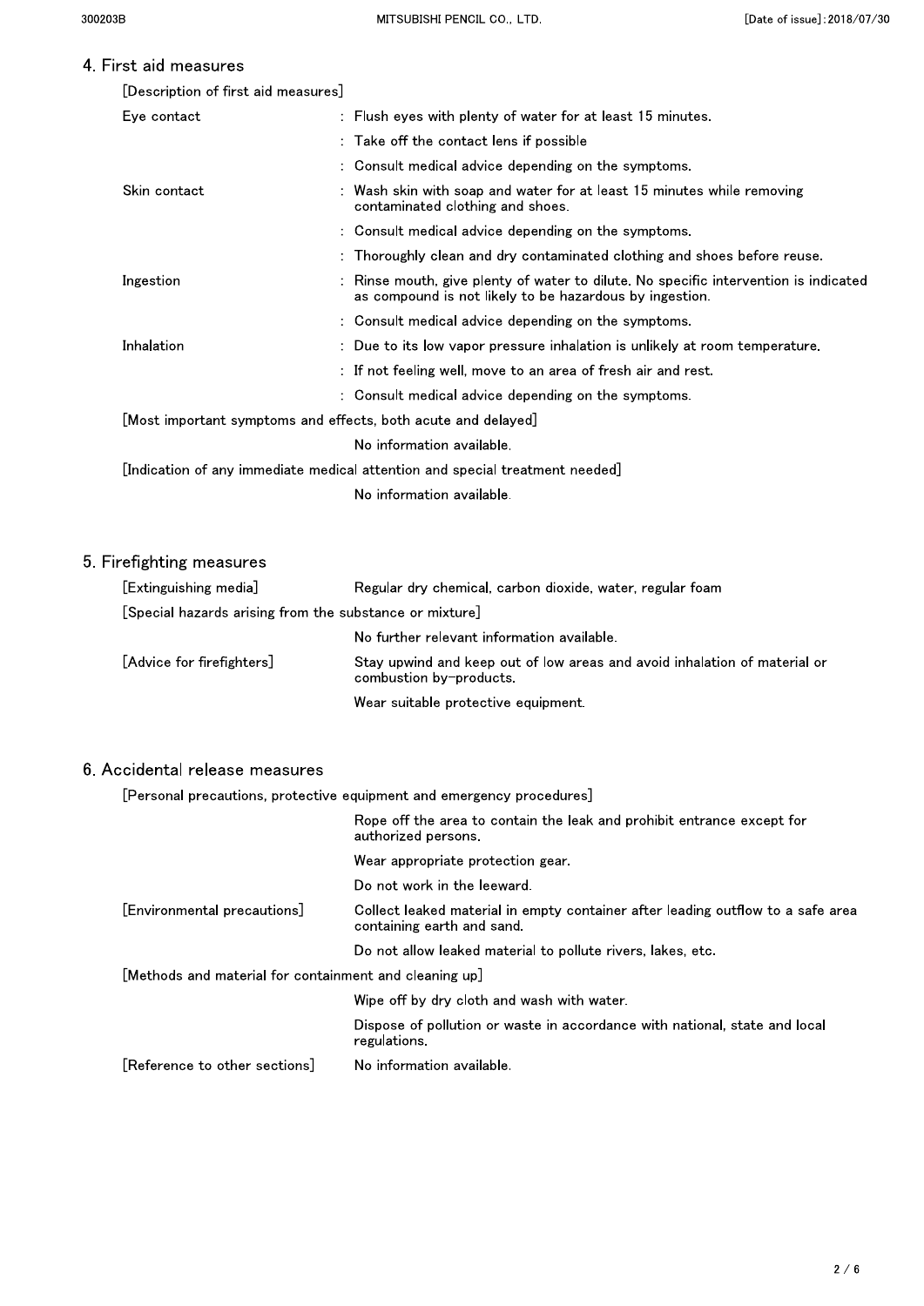## 4. First aid measures

[Description of first aid measures]

| | |
|---|---|
| Eye contact | : Flush eyes with plenty of water for at least 15 minutes. |
| | : Take off the contact lens if possible |
| | : Consult medical advice depending on the symptoms. |
| Skin contact | : Wash skin with soap and water for at least 15 minutes while removing contaminated clothing and shoes. |
| | : Consult medical advice depending on the symptoms. |
| | : Thoroughly clean and dry contaminated clothing and shoes before reuse. |
| Ingestion | : Rinse mouth, give plenty of water to dilute. No specific intervention is indicated as compound is not likely to be hazardous by ingestion. |
| | : Consult medical advice depending on the symptoms. |
| Inhalation | : Due to its low vapor pressure inhalation is unlikely at room temperature. |
| | : If not feeling well, move to an area of fresh air and rest. |
| | : Consult medical advice depending on the symptoms. |

[Most important symptoms and effects, both acute and delayed]

No information available.

[Indication of any immediate medical attention and special treatment needed]

No information available.

## 5. Firefighting measures

[Extinguishing media] Regular dry chemical, carbon dioxide, water, regular foam

[Special hazards arising from the substance or mixture]

No further relevant information available.

[Advice for firefighters] Stay upwind and keep out of low areas and avoid inhalation of material or combustion by-products.

Wear suitable protective equipment.

## 6. Accidental release measures

[Personal precautions, protective equipment and emergency procedures]

Rope off the area to contain the leak and prohibit entrance except for authorized persons.

Wear appropriate protection gear.

Do not work in the leeward.

[Environmental precautions] Collect leaked material in empty container after leading outflow to a safe area containing earth and sand.

Do not allow leaked material to pollute rivers, lakes, etc.

[Methods and material for containment and cleaning up]

Wipe off by dry cloth and wash with water.

Dispose of pollution or waste in accordance with national, state and local regulations.

[Reference to other sections] No information available.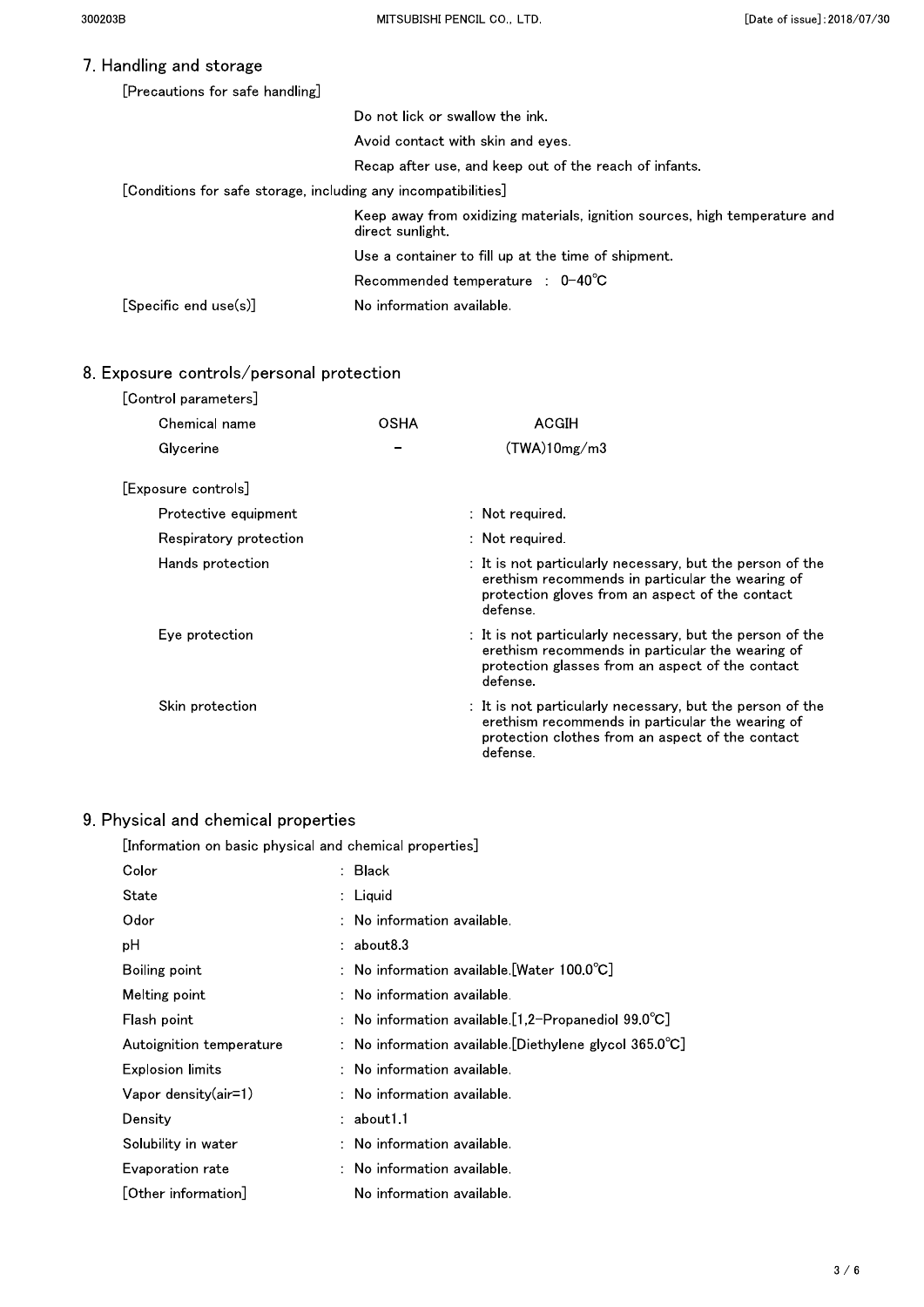## 7. Handling and storage

[Precautions for safe handling]

Do not lick or swallow the ink.

Avoid contact with skin and eyes.

Recap after use, and keep out of the reach of infants.

[Conditions for safe storage, including any incompatibilities]

Keep away from oxidizing materials, ignition sources, high temperature and direct sunlight.

Use a container to fill up at the time of shipment.

Recommended temperature : 0-40℃

[Specific end use(s)] No information available.

## 8. Exposure controls/personal protection

[Control parameters]

| Chemical name | OSHA | ACGIH |
|---|---|---|
| Glycerine | – | (TWA)10mg/m3 |

[Exposure controls]

| | |
|---|---|
| Protective equipment | : Not required. |
| Respiratory protection | : Not required. |
| Hands protection | : It is not particularly necessary, but the person of the erethism recommends in particular the wearing of protection gloves from an aspect of the contact defense. |
| Eye protection | : It is not particularly necessary, but the person of the erethism recommends in particular the wearing of protection glasses from an aspect of the contact defense. |
| Skin protection | : It is not particularly necessary, but the person of the erethism recommends in particular the wearing of protection clothes from an aspect of the contact defense. |

## 9. Physical and chemical properties

[Information on basic physical and chemical properties]

| | |
|---|---|
| Color | : Black |
| State | : Liquid |
| Odor | : No information available. |
| pH | : about8.3 |
| Boiling point | : No information available.[Water 100.0℃] |
| Melting point | : No information available. |
| Flash point | : No information available.[1,2-Propanediol 99.0℃] |
| Autoignition temperature | : No information available.[Diethylene glycol 365.0℃] |
| Explosion limits | : No information available. |
| Vapor density(air=1) | : No information available. |
| Density | : about1.1 |
| Solubility in water | : No information available. |
| Evaporation rate | : No information available. |
| [Other information] | No information available. |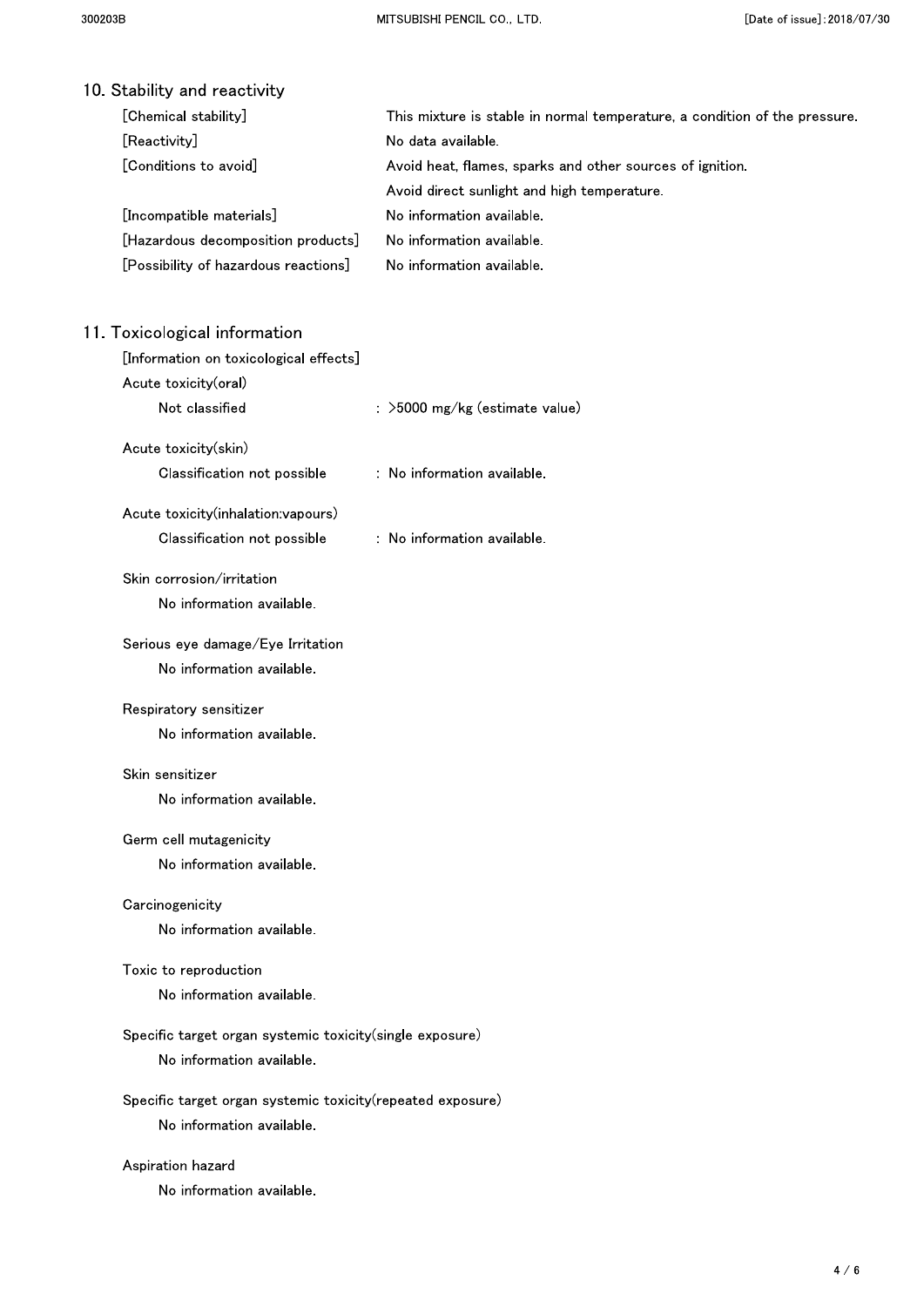## 10. Stability and reactivity

| | |
|---|---|
| [Chemical stability] | This mixture is stable in normal temperature, a condition of the pressure. |
| [Reactivity] | No data available. |
| [Conditions to avoid] | Avoid heat, flames, sparks and other sources of ignition.<br>Avoid direct sunlight and high temperature. |
| [Incompatible materials] | No information available. |
| [Hazardous decomposition products] | No information available. |
| [Possibility of hazardous reactions] | No information available. |

## 11. Toxicological information

[Information on toxicological effects]

Acute toxicity(oral)

Not classified : >5000 mg/kg (estimate value)

Acute toxicity(skin)

Classification not possible : No information available.

Acute toxicity(inhalation:vapours)

Classification not possible : No information available.

Skin corrosion/irritation

No information available.

Serious eye damage/Eye Irritation

No information available.

Respiratory sensitizer

No information available.

Skin sensitizer

No information available.

Germ cell mutagenicity

No information available.

Carcinogenicity

No information available.

Toxic to reproduction

No information available.

Specific target organ systemic toxicity(single exposure)

No information available.

Specific target organ systemic toxicity(repeated exposure)

No information available.

Aspiration hazard

No information available.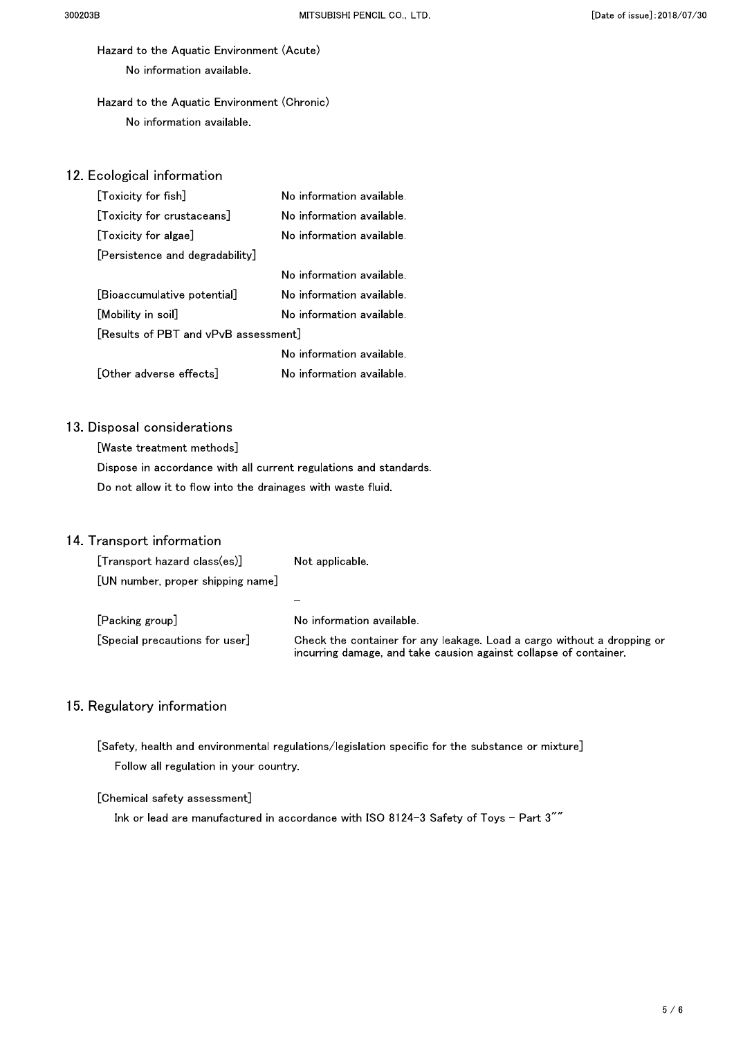Hazard to the Aquatic Environment (Acute)

No information available.

Hazard to the Aquatic Environment (Chronic)

No information available.

## 12. Ecological information

| | |
|---|---|
| [Toxicity for fish] | No information available. |
| [Toxicity for crustaceans] | No information available. |
| [Toxicity for algae] | No information available. |
| [Persistence and degradability] | No information available. |
| [Bioaccumulative potential] | No information available. |
| [Mobility in soil] | No information available. |
| [Results of PBT and vPvB assessment] | No information available. |
| [Other adverse effects] | No information available. |

## 13. Disposal considerations

[Waste treatment methods]

Dispose in accordance with all current regulations and standards.

Do not allow it to flow into the drainages with waste fluid.

## 14. Transport information

| | |
|---|---|
| [Transport hazard class(es)] | Not applicable. |
| [UN number, proper shipping name] | – |
| [Packing group] | No information available. |
| [Special precautions for user] | Check the container for any leakage. Load a cargo without a dropping or incurring damage, and take causion against collapse of container. |

## 15. Regulatory information

[Safety, health and environmental regulations/legislation specific for the substance or mixture]

Follow all regulation in your country.

[Chemical safety assessment]

Ink or lead are manufactured in accordance with ISO 8124-3 Safety of Toys - Part 3""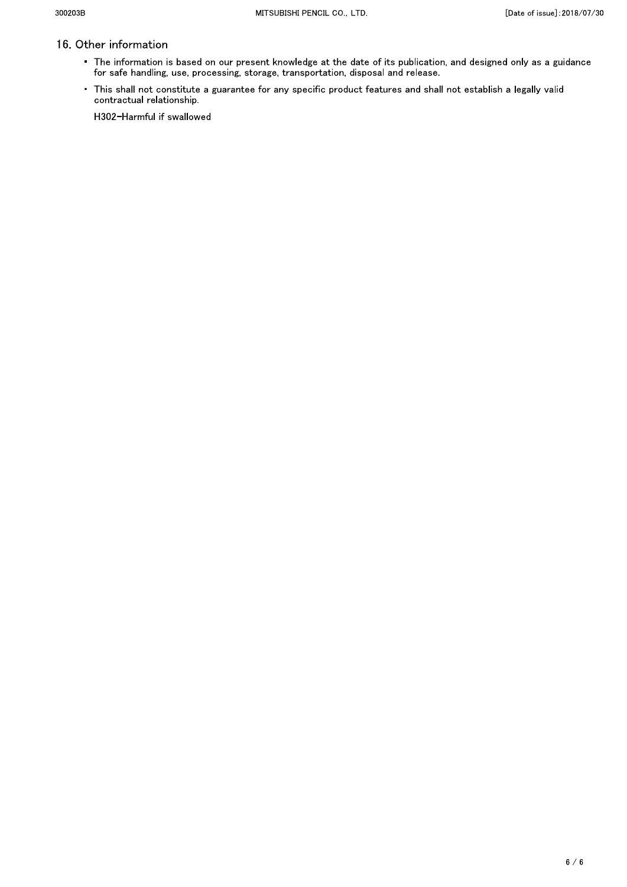## 16. Other information

- The information is based on our present knowledge at the date of its publication, and designed only as a guidance for safe handling, use, processing, storage, transportation, disposal and release.
- This shall not constitute a guarantee for any specific product features and shall not establish a legally valid contractual relationship.

H302−Harmful if swallowed